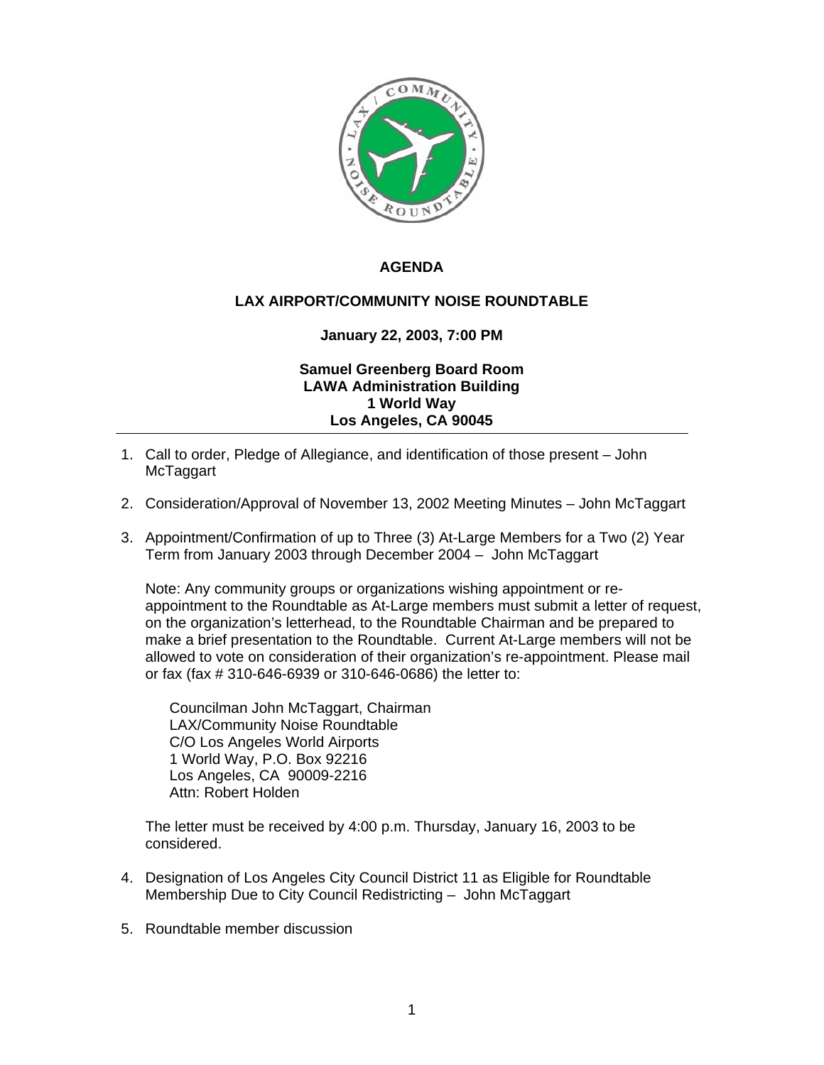# AGENDA

## LAX AIRPORT/COMMUNITY NOISE ROUNDTABLE

**January 22, 2003, 7:00 PM**

**Samuel Greenberg Board Room**
**LAWA Administration Building**
**1 World Way**
**Los Angeles, CA 90045**

---

1. Call to order, Pledge of Allegiance, and identification of those present – John McTaggart

2. Consideration/Approval of November 13, 2002 Meeting Minutes – John McTaggart

3. Appointment/Confirmation of up to Three (3) At-Large Members for a Two (2) Year Term from January 2003 through December 2004 – John McTaggart

   Note: Any community groups or organizations wishing appointment or re-appointment to the Roundtable as At-Large members must submit a letter of request, on the organization's letterhead, to the Roundtable Chairman and be prepared to make a brief presentation to the Roundtable. Current At-Large members will not be allowed to vote on consideration of their organization's re-appointment. Please mail or fax (fax # 310-646-6939 or 310-646-0686) the letter to:

   Councilman John McTaggart, Chairman
   LAX/Community Noise Roundtable
   C/O Los Angeles World Airports
   1 World Way, P.O. Box 92216
   Los Angeles, CA 90009-2216
   Attn: Robert Holden

   The letter must be received by 4:00 p.m. Thursday, January 16, 2003 to be considered.

4. Designation of Los Angeles City Council District 11 as Eligible for Roundtable Membership Due to City Council Redistricting – John McTaggart

5. Roundtable member discussion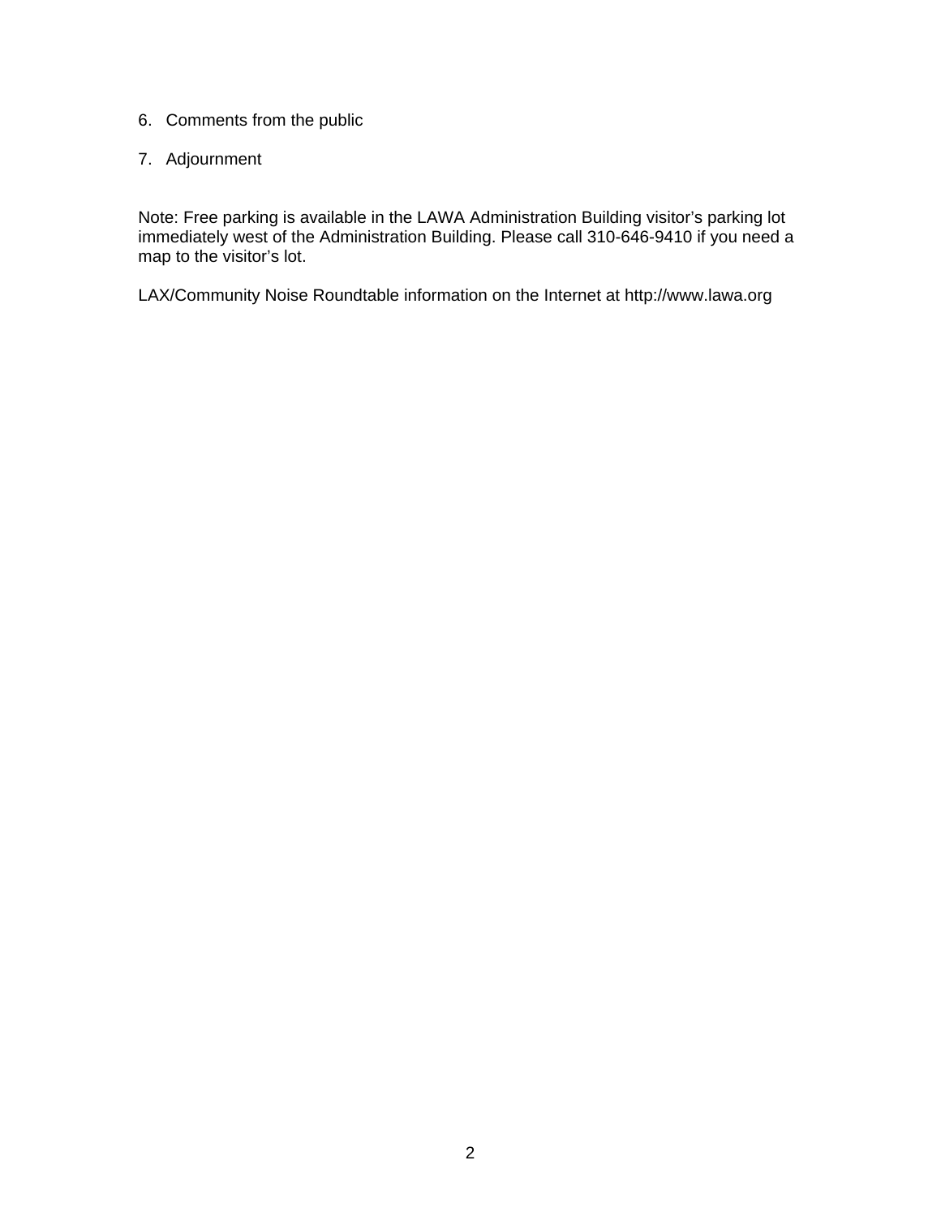6. Comments from the public

7. Adjournment

Note: Free parking is available in the LAWA Administration Building visitor’s parking lot immediately west of the Administration Building. Please call 310-646-9410 if you need a map to the visitor’s lot.

LAX/Community Noise Roundtable information on the Internet at http://www.lawa.org